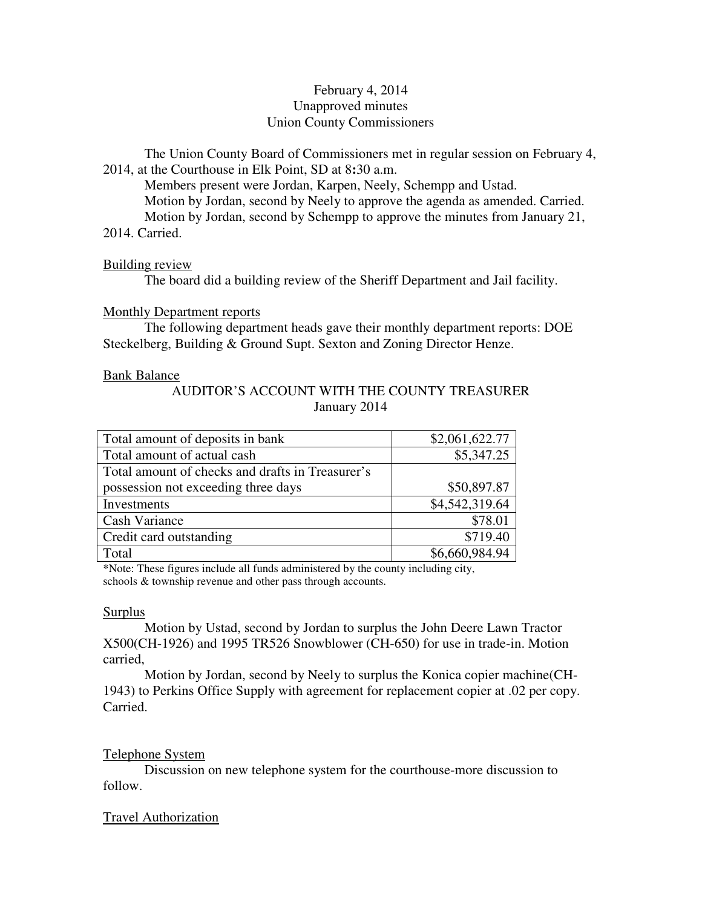February 4, 2014
Unapproved minutes
Union County Commissioners

The Union County Board of Commissioners met in regular session on February 4, 2014, at the Courthouse in Elk Point, SD at 8:30 a.m.

Members present were Jordan, Karpen, Neely, Schempp and Ustad.

Motion by Jordan, second by Neely to approve the agenda as amended. Carried.

Motion by Jordan, second by Schempp to approve the minutes from January 21, 2014. Carried.

Building review

The board did a building review of the Sheriff Department and Jail facility.

Monthly Department reports

The following department heads gave their monthly department reports: DOE Steckelberg, Building & Ground Supt. Sexton and Zoning Director Henze.

Bank Balance

AUDITOR'S ACCOUNT WITH THE COUNTY TREASURER
January 2014

| | |
|---|---:|
| Total amount of deposits in bank | $2,061,622.77 |
| Total amount of actual cash | $5,347.25 |
| Total amount of checks and drafts in Treasurer's possession not exceeding three days | $50,897.87 |
| Investments | $4,542,319.64 |
| Cash Variance | $78.01 |
| Credit card outstanding | $719.40 |
| Total | $6,660,984.94 |

*Note: These figures include all funds administered by the county including city, schools & township revenue and other pass through accounts.

Surplus

Motion by Ustad, second by Jordan to surplus the John Deere Lawn Tractor X500(CH-1926) and 1995 TR526 Snowblower (CH-650) for use in trade-in. Motion carried,

Motion by Jordan, second by Neely to surplus the Konica copier machine(CH-1943) to Perkins Office Supply with agreement for replacement copier at .02 per copy. Carried.

Telephone System

Discussion on new telephone system for the courthouse-more discussion to follow.

Travel Authorization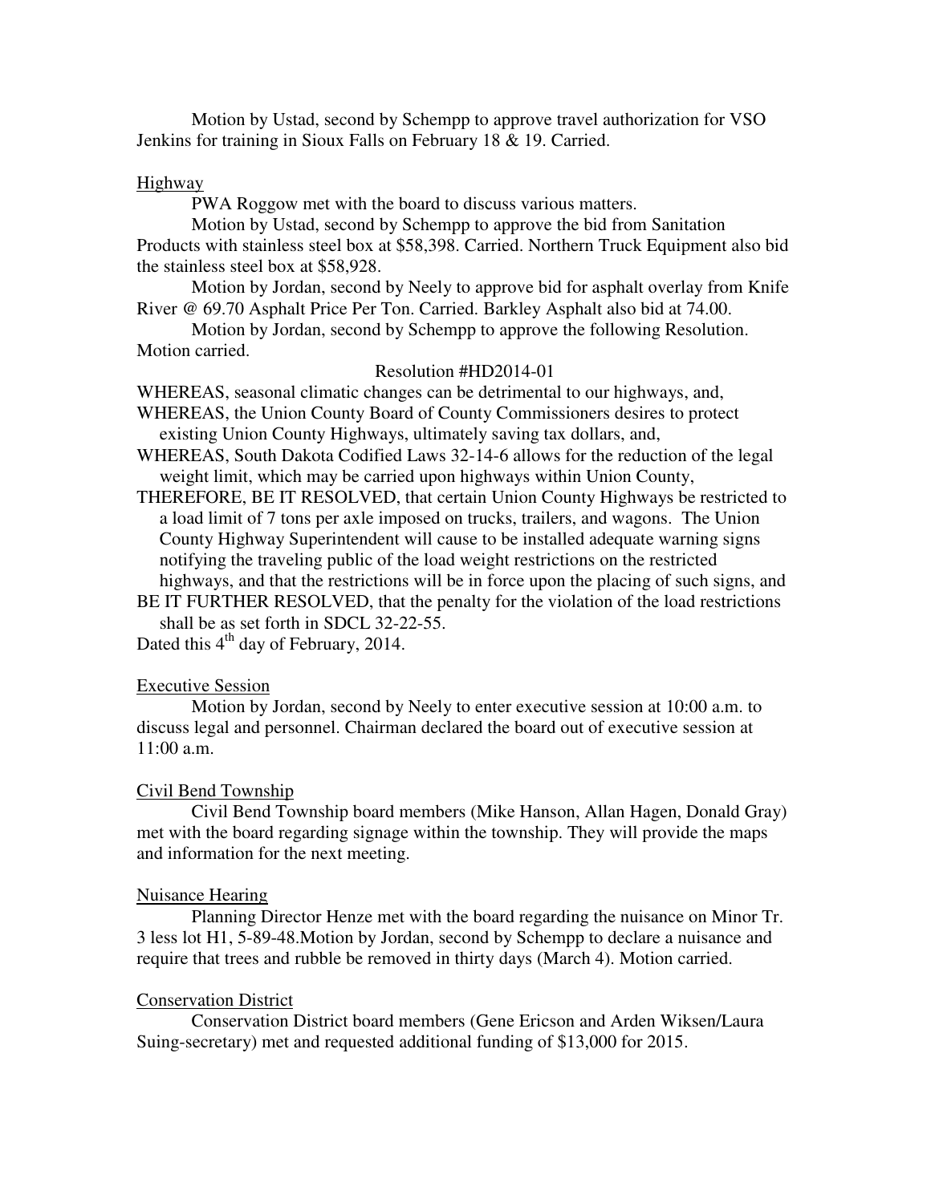Motion by Ustad, second by Schempp to approve travel authorization for VSO Jenkins for training in Sioux Falls on February 18 & 19. Carried.

## Highway

PWA Roggow met with the board to discuss various matters.

Motion by Ustad, second by Schempp to approve the bid from Sanitation Products with stainless steel box at $58,398. Carried. Northern Truck Equipment also bid the stainless steel box at $58,928.

Motion by Jordan, second by Neely to approve bid for asphalt overlay from Knife River @ 69.70 Asphalt Price Per Ton. Carried. Barkley Asphalt also bid at 74.00.

Motion by Jordan, second by Schempp to approve the following Resolution. Motion carried.

Resolution #HD2014-01

WHEREAS, seasonal climatic changes can be detrimental to our highways, and,

WHEREAS, the Union County Board of County Commissioners desires to protect existing Union County Highways, ultimately saving tax dollars, and,

WHEREAS, South Dakota Codified Laws 32-14-6 allows for the reduction of the legal weight limit, which may be carried upon highways within Union County,

THEREFORE, BE IT RESOLVED, that certain Union County Highways be restricted to a load limit of 7 tons per axle imposed on trucks, trailers, and wagons. The Union County Highway Superintendent will cause to be installed adequate warning signs notifying the traveling public of the load weight restrictions on the restricted highways, and that the restrictions will be in force upon the placing of such signs, and

BE IT FURTHER RESOLVED, that the penalty for the violation of the load restrictions shall be as set forth in SDCL 32-22-55.

Dated this 4th day of February, 2014.

## Executive Session

Motion by Jordan, second by Neely to enter executive session at 10:00 a.m. to discuss legal and personnel. Chairman declared the board out of executive session at 11:00 a.m.

## Civil Bend Township

Civil Bend Township board members (Mike Hanson, Allan Hagen, Donald Gray) met with the board regarding signage within the township. They will provide the maps and information for the next meeting.

## Nuisance Hearing

Planning Director Henze met with the board regarding the nuisance on Minor Tr. 3 less lot H1, 5-89-48.Motion by Jordan, second by Schempp to declare a nuisance and require that trees and rubble be removed in thirty days (March 4). Motion carried.

## Conservation District

Conservation District board members (Gene Ericson and Arden Wiksen/Laura Suing-secretary) met and requested additional funding of $13,000 for 2015.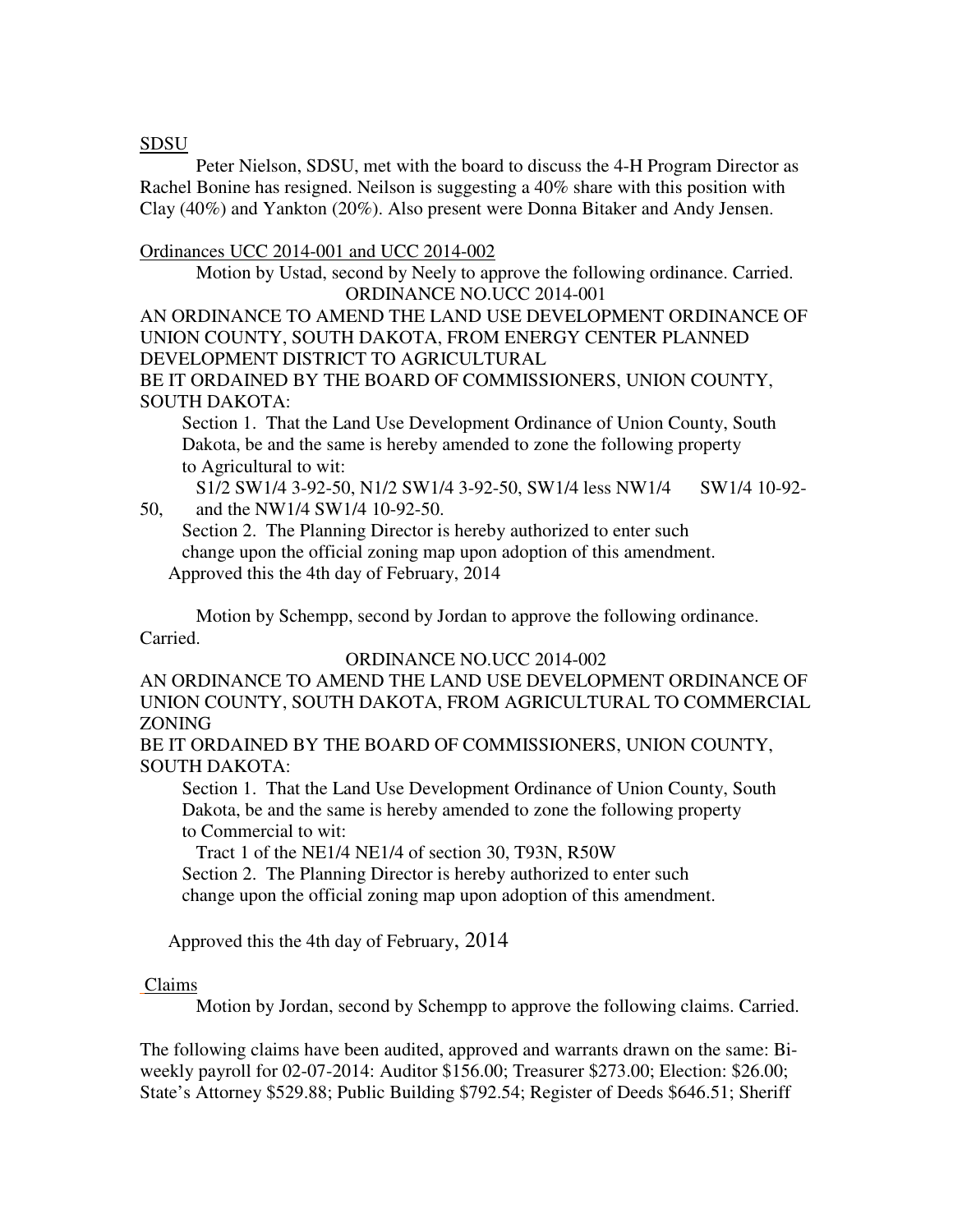SDSU

Peter Nielson, SDSU, met with the board to discuss the 4-H Program Director as Rachel Bonine has resigned. Neilson is suggesting a 40% share with this position with Clay (40%) and Yankton (20%). Also present were Donna Bitaker and Andy Jensen.

Ordinances UCC 2014-001 and UCC 2014-002

Motion by Ustad, second by Neely to approve the following ordinance. Carried.

ORDINANCE NO.UCC 2014-001

AN ORDINANCE TO AMEND THE LAND USE DEVELOPMENT ORDINANCE OF UNION COUNTY, SOUTH DAKOTA, FROM ENERGY CENTER PLANNED DEVELOPMENT DISTRICT TO AGRICULTURAL

BE IT ORDAINED BY THE BOARD OF COMMISSIONERS, UNION COUNTY, SOUTH DAKOTA:

Section 1. That the Land Use Development Ordinance of Union County, South Dakota, be and the same is hereby amended to zone the following property to Agricultural to wit:

S1/2 SW1/4 3-92-50, N1/2 SW1/4 3-92-50, SW1/4 less NW1/4 SW1/4 10-92-50, and the NW1/4 SW1/4 10-92-50.

Section 2. The Planning Director is hereby authorized to enter such change upon the official zoning map upon adoption of this amendment.

Approved this the 4th day of February, 2014

Motion by Schempp, second by Jordan to approve the following ordinance. Carried.

ORDINANCE NO.UCC 2014-002

AN ORDINANCE TO AMEND THE LAND USE DEVELOPMENT ORDINANCE OF UNION COUNTY, SOUTH DAKOTA, FROM AGRICULTURAL TO COMMERCIAL ZONING

BE IT ORDAINED BY THE BOARD OF COMMISSIONERS, UNION COUNTY, SOUTH DAKOTA:

Section 1. That the Land Use Development Ordinance of Union County, South Dakota, be and the same is hereby amended to zone the following property to Commercial to wit:

Tract 1 of the NE1/4 NE1/4 of section 30, T93N, R50W

Section 2. The Planning Director is hereby authorized to enter such change upon the official zoning map upon adoption of this amendment.

Approved this the 4th day of February, 2014

Claims

Motion by Jordan, second by Schempp to approve the following claims. Carried.

The following claims have been audited, approved and warrants drawn on the same: Bi-weekly payroll for 02-07-2014: Auditor $156.00; Treasurer $273.00; Election: $26.00; State's Attorney $529.88; Public Building $792.54; Register of Deeds $646.51; Sheriff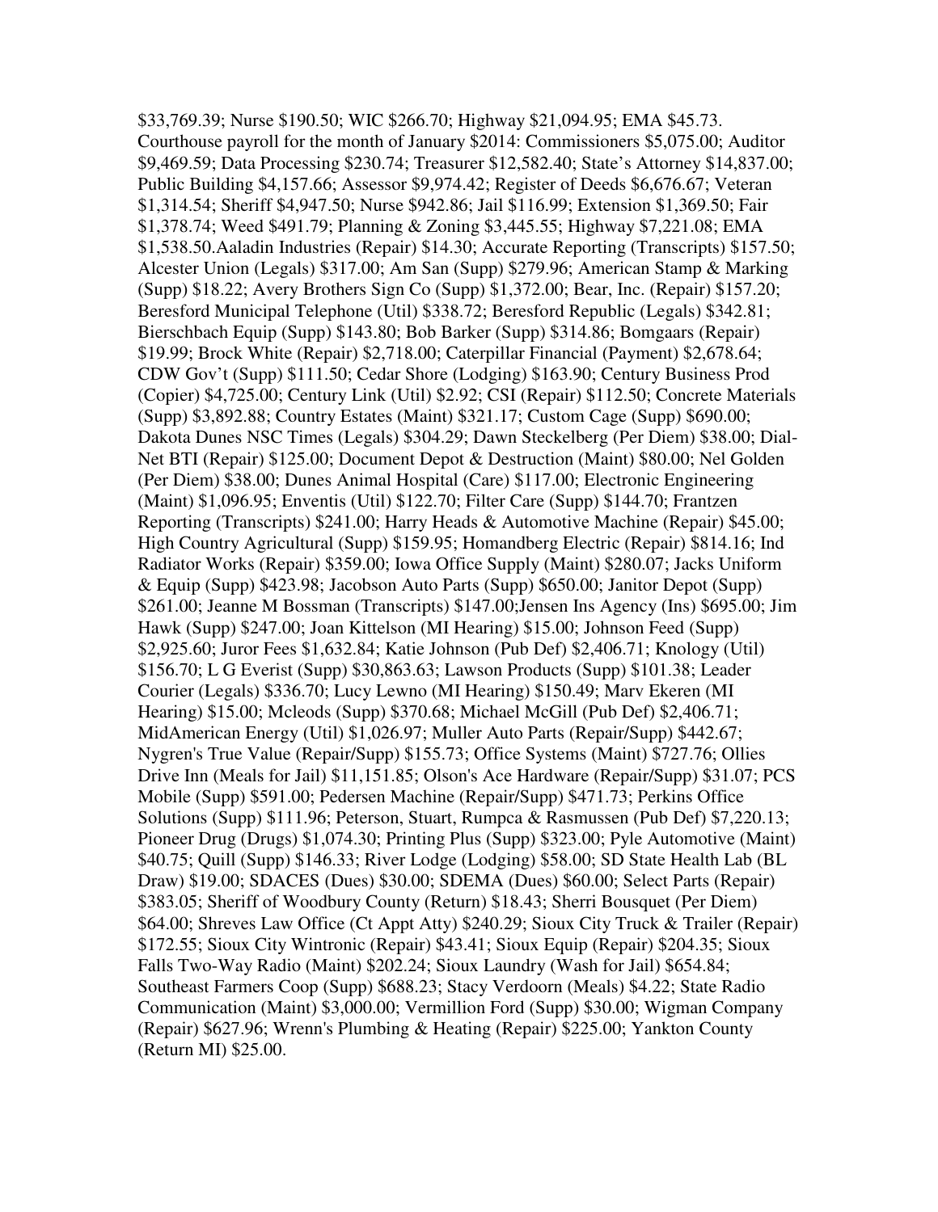$33,769.39; Nurse $190.50; WIC $266.70; Highway $21,094.95; EMA $45.73. Courthouse payroll for the month of January $2014: Commissioners $5,075.00; Auditor $9,469.59; Data Processing $230.74; Treasurer $12,582.40; State's Attorney $14,837.00; Public Building $4,157.66; Assessor $9,974.42; Register of Deeds $6,676.67; Veteran $1,314.54; Sheriff $4,947.50; Nurse $942.86; Jail $116.99; Extension $1,369.50; Fair $1,378.74; Weed $491.79; Planning & Zoning $3,445.55; Highway $7,221.08; EMA $1,538.50.Aaladin Industries (Repair) $14.30; Accurate Reporting (Transcripts) $157.50; Alcester Union (Legals) $317.00; Am San (Supp) $279.96; American Stamp & Marking (Supp) $18.22; Avery Brothers Sign Co (Supp) $1,372.00; Bear, Inc. (Repair) $157.20; Beresford Municipal Telephone (Util) $338.72; Beresford Republic (Legals) $342.81; Bierschbach Equip (Supp) $143.80; Bob Barker (Supp) $314.86; Bomgaars (Repair) $19.99; Brock White (Repair) $2,718.00; Caterpillar Financial (Payment) $2,678.64; CDW Gov't (Supp) $111.50; Cedar Shore (Lodging) $163.90; Century Business Prod (Copier) $4,725.00; Century Link (Util) $2.92; CSI (Repair) $112.50; Concrete Materials (Supp) $3,892.88; Country Estates (Maint) $321.17; Custom Cage (Supp) $690.00; Dakota Dunes NSC Times (Legals) $304.29; Dawn Steckelberg (Per Diem) $38.00; Dial-Net BTI (Repair) $125.00; Document Depot & Destruction (Maint) $80.00; Nel Golden (Per Diem) $38.00; Dunes Animal Hospital (Care) $117.00; Electronic Engineering (Maint) $1,096.95; Enventis (Util) $122.70; Filter Care (Supp) $144.70; Frantzen Reporting (Transcripts) $241.00; Harry Heads & Automotive Machine (Repair) $45.00; High Country Agricultural (Supp) $159.95; Homandberg Electric (Repair) $814.16; Ind Radiator Works (Repair) $359.00; Iowa Office Supply (Maint) $280.07; Jacks Uniform & Equip (Supp) $423.98; Jacobson Auto Parts (Supp) $650.00; Janitor Depot (Supp) $261.00; Jeanne M Bossman (Transcripts) $147.00;Jensen Ins Agency (Ins) $695.00; Jim Hawk (Supp) $247.00; Joan Kittelson (MI Hearing) $15.00; Johnson Feed (Supp) $2,925.60; Juror Fees $1,632.84; Katie Johnson (Pub Def) $2,406.71; Knology (Util) $156.70; L G Everist (Supp) $30,863.63; Lawson Products (Supp) $101.38; Leader Courier (Legals) $336.70; Lucy Lewno (MI Hearing) $150.49; Marv Ekeren (MI Hearing) $15.00; Mcleods (Supp) $370.68; Michael McGill (Pub Def) $2,406.71; MidAmerican Energy (Util) $1,026.97; Muller Auto Parts (Repair/Supp) $442.67; Nygren's True Value (Repair/Supp) $155.73; Office Systems (Maint) $727.76; Ollies Drive Inn (Meals for Jail) $11,151.85; Olson's Ace Hardware (Repair/Supp) $31.07; PCS Mobile (Supp) $591.00; Pedersen Machine (Repair/Supp) $471.73; Perkins Office Solutions (Supp) $111.96; Peterson, Stuart, Rumpca & Rasmussen (Pub Def) $7,220.13; Pioneer Drug (Drugs) $1,074.30; Printing Plus (Supp) $323.00; Pyle Automotive (Maint) $40.75; Quill (Supp) $146.33; River Lodge (Lodging) $58.00; SD State Health Lab (BL Draw) $19.00; SDACES (Dues) $30.00; SDEMA (Dues) $60.00; Select Parts (Repair) $383.05; Sheriff of Woodbury County (Return) $18.43; Sherri Bousquet (Per Diem) $64.00; Shreves Law Office (Ct Appt Atty) $240.29; Sioux City Truck & Trailer (Repair) $172.55; Sioux City Wintronic (Repair) $43.41; Sioux Equip (Repair) $204.35; Sioux Falls Two-Way Radio (Maint) $202.24; Sioux Laundry (Wash for Jail) $654.84; Southeast Farmers Coop (Supp) $688.23; Stacy Verdoorn (Meals) $4.22; State Radio Communication (Maint) $3,000.00; Vermillion Ford (Supp) $30.00; Wigman Company (Repair) $627.96; Wrenn's Plumbing & Heating (Repair) $225.00; Yankton County (Return MI) $25.00.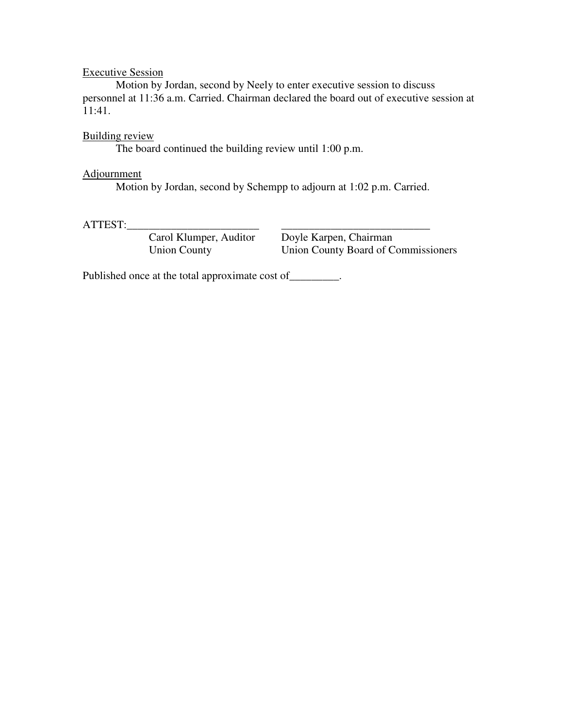<u>Executive Session</u>

Motion by Jordan, second by Neely to enter executive session to discuss personnel at 11:36 a.m. Carried. Chairman declared the board out of executive session at 11:41.

<u>Building review</u>

The board continued the building review until 1:00 p.m.

<u>Adjournment</u>

Motion by Jordan, second by Schempp to adjourn at 1:02 p.m. Carried.

ATTEST:________________________ ___________________________

Carol Klumper, Auditor
Union County

Doyle Karpen, Chairman
Union County Board of Commissioners

Published once at the total approximate cost of_________.